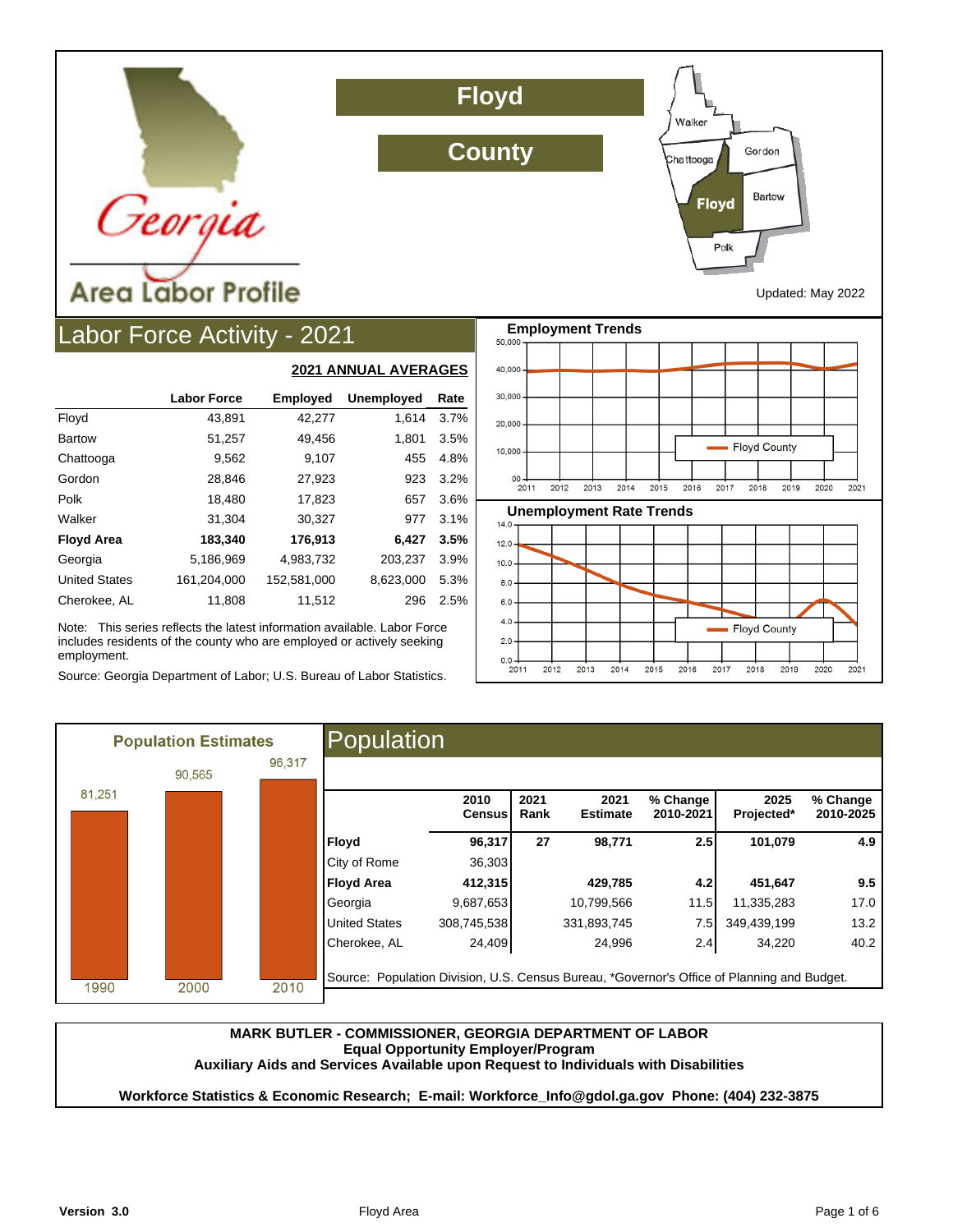# Floyd County

## Georgia Area Labor Profile

Updated: May 2022

## Labor Force Activity - 2021

**2021 ANNUAL AVERAGES**

| | Labor Force | Employed | Unemployed | Rate |
|---|---|---|---|---|
| Floyd | 43,891 | 42,277 | 1,614 | 3.7% |
| Bartow | 51,257 | 49,456 | 1,801 | 3.5% |
| Chattooga | 9,562 | 9,107 | 455 | 4.8% |
| Gordon | 28,846 | 27,923 | 923 | 3.2% |
| Polk | 18,480 | 17,823 | 657 | 3.6% |
| Walker | 31,304 | 30,327 | 977 | 3.1% |
| **Floyd Area** | **183,340** | **176,913** | **6,427** | **3.5%** |
| Georgia | 5,186,969 | 4,983,732 | 203,237 | 3.9% |
| United States | 161,204,000 | 152,581,000 | 8,623,000 | 5.3% |
| Cherokee, AL | 11,808 | 11,512 | 296 | 2.5% |

Note: This series reflects the latest information available. Labor Force includes residents of the county who are employed or actively seeking employment.

Source: Georgia Department of Labor; U.S. Bureau of Labor Statistics.

### Employment Trends

### Unemployment Rate Trends

### Population Estimates

| 1990 | 2000 | 2010 |
|---|---|---|
| 81,251 | 90,565 | 96,317 |

## Population

| | 2010 Census | 2021 Rank | 2021 Estimate | % Change 2010-2021 | 2025 Projected* | % Change 2010-2025 |
|---|---|---|---|---|---|---|
| **Floyd** | **96,317** | **27** | **98,771** | **2.5** | **101,079** | **4.9** |
| City of Rome | 36,303 | | | | | |
| **Floyd Area** | **412,315** | | **429,785** | **4.2** | **451,647** | **9.5** |
| Georgia | 9,687,653 | | 10,799,566 | 11.5 | 11,335,283 | 17.0 |
| United States | 308,745,538 | | 331,893,745 | 7.5 | 349,439,199 | 13.2 |
| Cherokee, AL | 24,409 | | 24,996 | 2.4 | 34,220 | 40.2 |

Source: Population Division, U.S. Census Bureau, *Governor's Office of Planning and Budget.

**MARK BUTLER - COMMISSIONER, GEORGIA DEPARTMENT OF LABOR**
**Equal Opportunity Employer/Program**
**Auxiliary Aids and Services Available upon Request to Individuals with Disabilities**

**Workforce Statistics & Economic Research; E-mail: Workforce_Info@gdol.ga.gov Phone: (404) 232-3875**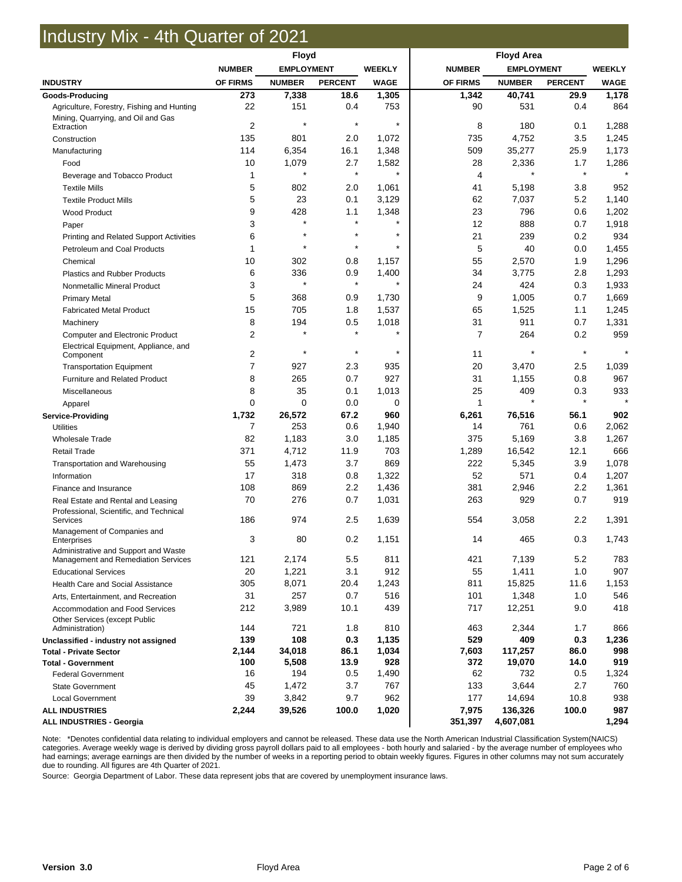# Industry Mix - 4th Quarter of 2021

| INDUSTRY | Floyd | | | | Floyd Area | | | |
|---|---|---|---|---|---|---|---|---|
| | NUMBER OF FIRMS | EMPLOYMENT NUMBER | EMPLOYMENT PERCENT | WEEKLY WAGE | NUMBER OF FIRMS | EMPLOYMENT NUMBER | EMPLOYMENT PERCENT | WEEKLY WAGE |
| **Goods-Producing** | **273** | **7,338** | **18.6** | **1,305** | **1,342** | **40,741** | **29.9** | **1,178** |
| Agriculture, Forestry, Fishing and Hunting | 22 | 151 | 0.4 | 753 | 90 | 531 | 0.4 | 864 |
| Mining, Quarrying, and Oil and Gas Extraction | 2 | * | * | * | 8 | 180 | 0.1 | 1,288 |
| Construction | 135 | 801 | 2.0 | 1,072 | 735 | 4,752 | 3.5 | 1,245 |
| Manufacturing | 114 | 6,354 | 16.1 | 1,348 | 509 | 35,277 | 25.9 | 1,173 |
| Food | 10 | 1,079 | 2.7 | 1,582 | 28 | 2,336 | 1.7 | 1,286 |
| Beverage and Tobacco Product | 1 | * | * | * | 4 | * | * | * |
| Textile Mills | 5 | 802 | 2.0 | 1,061 | 41 | 5,198 | 3.8 | 952 |
| Textile Product Mills | 5 | 23 | 0.1 | 3,129 | 62 | 7,037 | 5.2 | 1,140 |
| Wood Product | 9 | 428 | 1.1 | 1,348 | 23 | 796 | 0.6 | 1,202 |
| Paper | 3 | * | * | * | 12 | 888 | 0.7 | 1,918 |
| Printing and Related Support Activities | 6 | * | * | * | 21 | 239 | 0.2 | 934 |
| Petroleum and Coal Products | 1 | * | * | * | 5 | 40 | 0.0 | 1,455 |
| Chemical | 10 | 302 | 0.8 | 1,157 | 55 | 2,570 | 1.9 | 1,296 |
| Plastics and Rubber Products | 6 | 336 | 0.9 | 1,400 | 34 | 3,775 | 2.8 | 1,293 |
| Nonmetallic Mineral Product | 3 | * | * | * | 24 | 424 | 0.3 | 1,933 |
| Primary Metal | 5 | 368 | 0.9 | 1,730 | 9 | 1,005 | 0.7 | 1,669 |
| Fabricated Metal Product | 15 | 705 | 1.8 | 1,537 | 65 | 1,525 | 1.1 | 1,245 |
| Machinery | 8 | 194 | 0.5 | 1,018 | 31 | 911 | 0.7 | 1,331 |
| Computer and Electronic Product | 2 | * | * | * | 7 | 264 | 0.2 | 959 |
| Electrical Equipment, Appliance, and Component | 2 | * | * | * | 11 | * | * | * |
| Transportation Equipment | 7 | 927 | 2.3 | 935 | 20 | 3,470 | 2.5 | 1,039 |
| Furniture and Related Product | 8 | 265 | 0.7 | 927 | 31 | 1,155 | 0.8 | 967 |
| Miscellaneous | 8 | 35 | 0.1 | 1,013 | 25 | 409 | 0.3 | 933 |
| Apparel | 0 | 0 | 0.0 | 0 | 1 | * | * | * |
| **Service-Providing** | **1,732** | **26,572** | **67.2** | **960** | **6,261** | **76,516** | **56.1** | **902** |
| Utilities | 7 | 253 | 0.6 | 1,940 | 14 | 761 | 0.6 | 2,062 |
| Wholesale Trade | 82 | 1,183 | 3.0 | 1,185 | 375 | 5,169 | 3.8 | 1,267 |
| Retail Trade | 371 | 4,712 | 11.9 | 703 | 1,289 | 16,542 | 12.1 | 666 |
| Transportation and Warehousing | 55 | 1,473 | 3.7 | 869 | 222 | 5,345 | 3.9 | 1,078 |
| Information | 17 | 318 | 0.8 | 1,322 | 52 | 571 | 0.4 | 1,207 |
| Finance and Insurance | 108 | 869 | 2.2 | 1,436 | 381 | 2,946 | 2.2 | 1,361 |
| Real Estate and Rental and Leasing | 70 | 276 | 0.7 | 1,031 | 263 | 929 | 0.7 | 919 |
| Professional, Scientific, and Technical Services | 186 | 974 | 2.5 | 1,639 | 554 | 3,058 | 2.2 | 1,391 |
| Management of Companies and Enterprises | 3 | 80 | 0.2 | 1,151 | 14 | 465 | 0.3 | 1,743 |
| Administrative and Support and Waste Management and Remediation Services | 121 | 2,174 | 5.5 | 811 | 421 | 7,139 | 5.2 | 783 |
| Educational Services | 20 | 1,221 | 3.1 | 912 | 55 | 1,411 | 1.0 | 907 |
| Health Care and Social Assistance | 305 | 8,071 | 20.4 | 1,243 | 811 | 15,825 | 11.6 | 1,153 |
| Arts, Entertainment, and Recreation | 31 | 257 | 0.7 | 516 | 101 | 1,348 | 1.0 | 546 |
| Accommodation and Food Services | 212 | 3,989 | 10.1 | 439 | 717 | 12,251 | 9.0 | 418 |
| Other Services (except Public Administration) | 144 | 721 | 1.8 | 810 | 463 | 2,344 | 1.7 | 866 |
| **Unclassified - industry not assigned** | **139** | **108** | **0.3** | **1,135** | **529** | **409** | **0.3** | **1,236** |
| **Total - Private Sector** | **2,144** | **34,018** | **86.1** | **1,034** | **7,603** | **117,257** | **86.0** | **998** |
| **Total - Government** | **100** | **5,508** | **13.9** | **928** | **372** | **19,070** | **14.0** | **919** |
| Federal Government | 16 | 194 | 0.5 | 1,490 | 62 | 732 | 0.5 | 1,324 |
| State Government | 45 | 1,472 | 3.7 | 767 | 133 | 3,644 | 2.7 | 760 |
| Local Government | 39 | 3,842 | 9.7 | 962 | 177 | 14,694 | 10.8 | 938 |
| **ALL INDUSTRIES** | **2,244** | **39,526** | **100.0** | **1,020** | **7,975** | **136,326** | **100.0** | **987** |
| **ALL INDUSTRIES - Georgia** | | | | | **351,397** | **4,607,081** | | **1,294** |

Note: *Denotes confidential data relating to individual employers and cannot be released. These data use the North American Industrial Classification System(NAICS) categories. Average weekly wage is derived by dividing gross payroll dollars paid to all employees - both hourly and salaried - by the average number of employees who had earnings; average earnings are then divided by the number of weeks in a reporting period to obtain weekly figures. Figures in other columns may not sum accurately due to rounding. All figures are 4th Quarter of 2021.

Source: Georgia Department of Labor. These data represent jobs that are covered by unemployment insurance laws.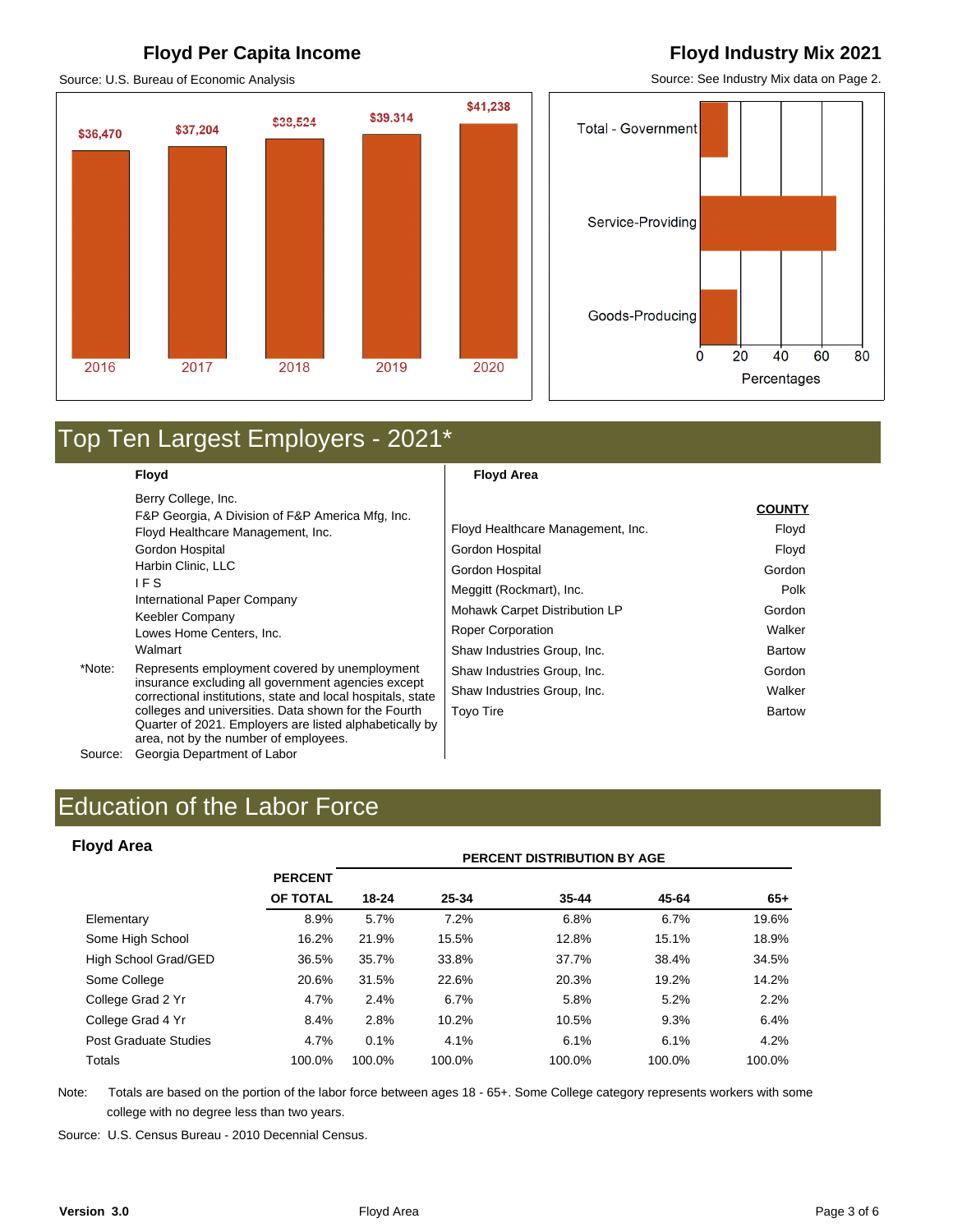## Floyd Per Capita Income

Source: U.S. Bureau of Economic Analysis

| Year | Per Capita Income |
|---|---|
| 2016 | $36,470 |
| 2017 | $37,204 |
| 2018 | $38,524 |
| 2019 | $39,314 |
| 2020 | $41,238 |

## Floyd Industry Mix 2021

Source: See Industry Mix data on Page 2.

Total - Government

Service-Providing

Goods-Producing

0 20 40 60 80

Percentages

# Top Ten Largest Employers - 2021*

**Floyd**

Berry College, Inc.
F&P Georgia, A Division of F&P America Mfg, Inc.
Floyd Healthcare Management, Inc.
Gordon Hospital
Harbin Clinic, LLC
I F S
International Paper Company
Keebler Company
Lowes Home Centers, Inc.
Walmart

*Note: Represents employment covered by unemployment insurance excluding all government agencies except correctional institutions, state and local hospitals, state colleges and universities. Data shown for the Fourth Quarter of 2021. Employers are listed alphabetically by area, not by the number of employees.

Source: Georgia Department of Labor

**Floyd Area**

| | COUNTY |
|---|---|
| Floyd Healthcare Management, Inc. | Floyd |
| Gordon Hospital | Floyd |
| Gordon Hospital | Gordon |
| Meggitt (Rockmart), Inc. | Polk |
| Mohawk Carpet Distribution LP | Gordon |
| Roper Corporation | Walker |
| Shaw Industries Group, Inc. | Bartow |
| Shaw Industries Group, Inc. | Gordon |
| Shaw Industries Group, Inc. | Walker |
| Toyo Tire | Bartow |

# Education of the Labor Force

### Floyd Area

| | PERCENT OF TOTAL | PERCENT DISTRIBUTION BY AGE | | | | |
|---|---|---|---|---|---|---|
| | | 18-24 | 25-34 | 35-44 | 45-64 | 65+ |
| Elementary | 8.9% | 5.7% | 7.2% | 6.8% | 6.7% | 19.6% |
| Some High School | 16.2% | 21.9% | 15.5% | 12.8% | 15.1% | 18.9% |
| High School Grad/GED | 36.5% | 35.7% | 33.8% | 37.7% | 38.4% | 34.5% |
| Some College | 20.6% | 31.5% | 22.6% | 20.3% | 19.2% | 14.2% |
| College Grad 2 Yr | 4.7% | 2.4% | 6.7% | 5.8% | 5.2% | 2.2% |
| College Grad 4 Yr | 8.4% | 2.8% | 10.2% | 10.5% | 9.3% | 6.4% |
| Post Graduate Studies | 4.7% | 0.1% | 4.1% | 6.1% | 6.1% | 4.2% |
| Totals | 100.0% | 100.0% | 100.0% | 100.0% | 100.0% | 100.0% |

Note: Totals are based on the portion of the labor force between ages 18 - 65+. Some College category represents workers with some college with no degree less than two years.

Source: U.S. Census Bureau - 2010 Decennial Census.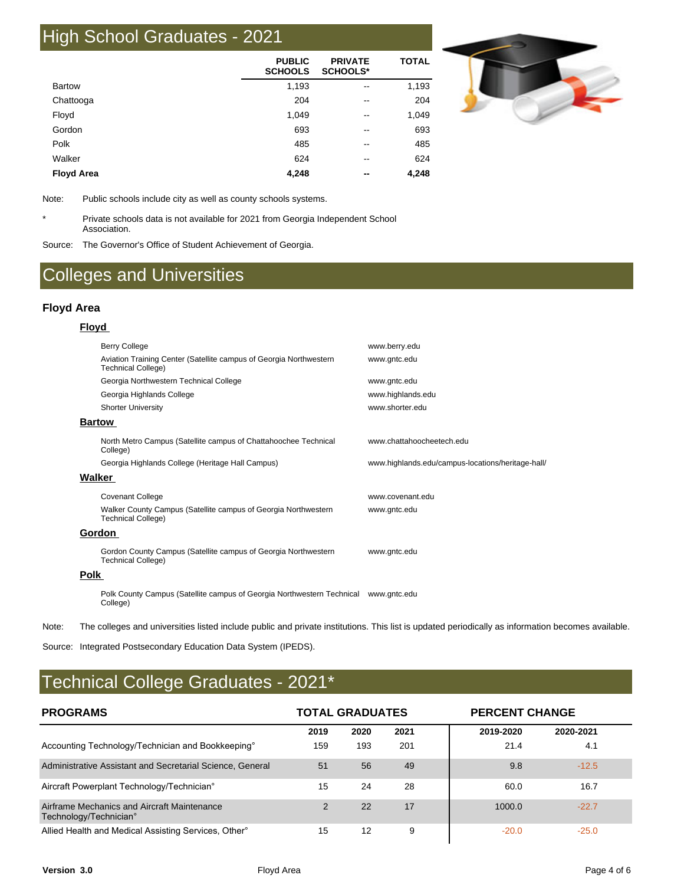# High School Graduates - 2021

| | PUBLIC SCHOOLS | PRIVATE SCHOOLS* | TOTAL |
|---|---|---|---|
| Bartow | 1,193 | -- | 1,193 |
| Chattooga | 204 | -- | 204 |
| Floyd | 1,049 | -- | 1,049 |
| Gordon | 693 | -- | 693 |
| Polk | 485 | -- | 485 |
| Walker | 624 | -- | 624 |
| **Floyd Area** | **4,248** | **--** | **4,248** |

Note: Public schools include city as well as county schools systems.

\* Private schools data is not available for 2021 from Georgia Independent School Association.

Source: The Governor's Office of Student Achievement of Georgia.

# Colleges and Universities

### Floyd Area

**Floyd**

| | |
|---|---|
| Berry College | www.berry.edu |
| Aviation Training Center (Satellite campus of Georgia Northwestern Technical College) | www.gntc.edu |
| Georgia Northwestern Technical College | www.gntc.edu |
| Georgia Highlands College | www.highlands.edu |
| Shorter University | www.shorter.edu |

**Bartow**

| | |
|---|---|
| North Metro Campus (Satellite campus of Chattahoochee Technical College) | www.chattahoocheetech.edu |
| Georgia Highlands College (Heritage Hall Campus) | www.highlands.edu/campus-locations/heritage-hall/ |

**Walker**

| | |
|---|---|
| Covenant College | www.covenant.edu |
| Walker County Campus (Satellite campus of Georgia Northwestern Technical College) | www.gntc.edu |

**Gordon**

| | |
|---|---|
| Gordon County Campus (Satellite campus of Georgia Northwestern Technical College) | www.gntc.edu |

**Polk**

| | |
|---|---|
| Polk County Campus (Satellite campus of Georgia Northwestern Technical College) | www.gntc.edu |

Note: The colleges and universities listed include public and private institutions. This list is updated periodically as information becomes available.

Source: Integrated Postsecondary Education Data System (IPEDS).

# Technical College Graduates - 2021*

| PROGRAMS | TOTAL GRADUATES | | | PERCENT CHANGE | |
|---|---|---|---|---|---|
| | 2019 | 2020 | 2021 | 2019-2020 | 2020-2021 |
| Accounting Technology/Technician and Bookkeeping° | 159 | 193 | 201 | 21.4 | 4.1 |
| Administrative Assistant and Secretarial Science, General | 51 | 56 | 49 | 9.8 | -12.5 |
| Aircraft Powerplant Technology/Technician° | 15 | 24 | 28 | 60.0 | 16.7 |
| Airframe Mechanics and Aircraft Maintenance Technology/Technician° | 2 | 22 | 17 | 1000.0 | -22.7 |
| Allied Health and Medical Assisting Services, Other° | 15 | 12 | 9 | -20.0 | -25.0 |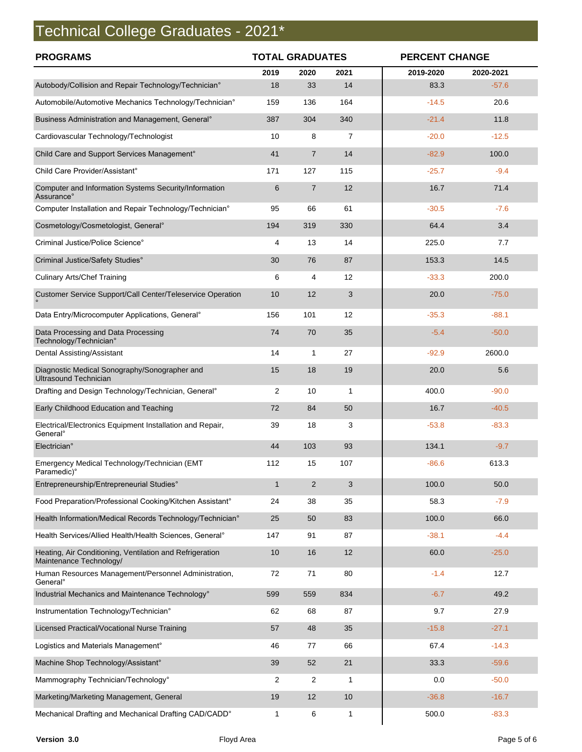# Technical College Graduates - 2021*

| PROGRAMS | TOTAL GRADUATES | | | PERCENT CHANGE | |
|---|---|---|---|---|---|
| | 2019 | 2020 | 2021 | 2019-2020 | 2020-2021 |
| Autobody/Collision and Repair Technology/Technician° | 18 | 33 | 14 | 83.3 | -57.6 |
| Automobile/Automotive Mechanics Technology/Technician° | 159 | 136 | 164 | -14.5 | 20.6 |
| Business Administration and Management, General° | 387 | 304 | 340 | -21.4 | 11.8 |
| Cardiovascular Technology/Technologist | 10 | 8 | 7 | -20.0 | -12.5 |
| Child Care and Support Services Management° | 41 | 7 | 14 | -82.9 | 100.0 |
| Child Care Provider/Assistant° | 171 | 127 | 115 | -25.7 | -9.4 |
| Computer and Information Systems Security/Information Assurance° | 6 | 7 | 12 | 16.7 | 71.4 |
| Computer Installation and Repair Technology/Technician° | 95 | 66 | 61 | -30.5 | -7.6 |
| Cosmetology/Cosmetologist, General° | 194 | 319 | 330 | 64.4 | 3.4 |
| Criminal Justice/Police Science° | 4 | 13 | 14 | 225.0 | 7.7 |
| Criminal Justice/Safety Studies° | 30 | 76 | 87 | 153.3 | 14.5 |
| Culinary Arts/Chef Training | 6 | 4 | 12 | -33.3 | 200.0 |
| Customer Service Support/Call Center/Teleservice Operation ° | 10 | 12 | 3 | 20.0 | -75.0 |
| Data Entry/Microcomputer Applications, General° | 156 | 101 | 12 | -35.3 | -88.1 |
| Data Processing and Data Processing Technology/Technician° | 74 | 70 | 35 | -5.4 | -50.0 |
| Dental Assisting/Assistant | 14 | 1 | 27 | -92.9 | 2600.0 |
| Diagnostic Medical Sonography/Sonographer and Ultrasound Technician | 15 | 18 | 19 | 20.0 | 5.6 |
| Drafting and Design Technology/Technician, General° | 2 | 10 | 1 | 400.0 | -90.0 |
| Early Childhood Education and Teaching | 72 | 84 | 50 | 16.7 | -40.5 |
| Electrical/Electronics Equipment Installation and Repair, General° | 39 | 18 | 3 | -53.8 | -83.3 |
| Electrician° | 44 | 103 | 93 | 134.1 | -9.7 |
| Emergency Medical Technology/Technician (EMT Paramedic)° | 112 | 15 | 107 | -86.6 | 613.3 |
| Entrepreneurship/Entrepreneurial Studies° | 1 | 2 | 3 | 100.0 | 50.0 |
| Food Preparation/Professional Cooking/Kitchen Assistant° | 24 | 38 | 35 | 58.3 | -7.9 |
| Health Information/Medical Records Technology/Technician° | 25 | 50 | 83 | 100.0 | 66.0 |
| Health Services/Allied Health/Health Sciences, General° | 147 | 91 | 87 | -38.1 | -4.4 |
| Heating, Air Conditioning, Ventilation and Refrigeration Maintenance Technology/ | 10 | 16 | 12 | 60.0 | -25.0 |
| Human Resources Management/Personnel Administration, General° | 72 | 71 | 80 | -1.4 | 12.7 |
| Industrial Mechanics and Maintenance Technology° | 599 | 559 | 834 | -6.7 | 49.2 |
| Instrumentation Technology/Technician° | 62 | 68 | 87 | 9.7 | 27.9 |
| Licensed Practical/Vocational Nurse Training | 57 | 48 | 35 | -15.8 | -27.1 |
| Logistics and Materials Management° | 46 | 77 | 66 | 67.4 | -14.3 |
| Machine Shop Technology/Assistant° | 39 | 52 | 21 | 33.3 | -59.6 |
| Mammography Technician/Technology° | 2 | 2 | 1 | 0.0 | -50.0 |
| Marketing/Marketing Management, General | 19 | 12 | 10 | -36.8 | -16.7 |
| Mechanical Drafting and Mechanical Drafting CAD/CADD° | 1 | 6 | 1 | 500.0 | -83.3 |

**Version 3.0** Floyd Area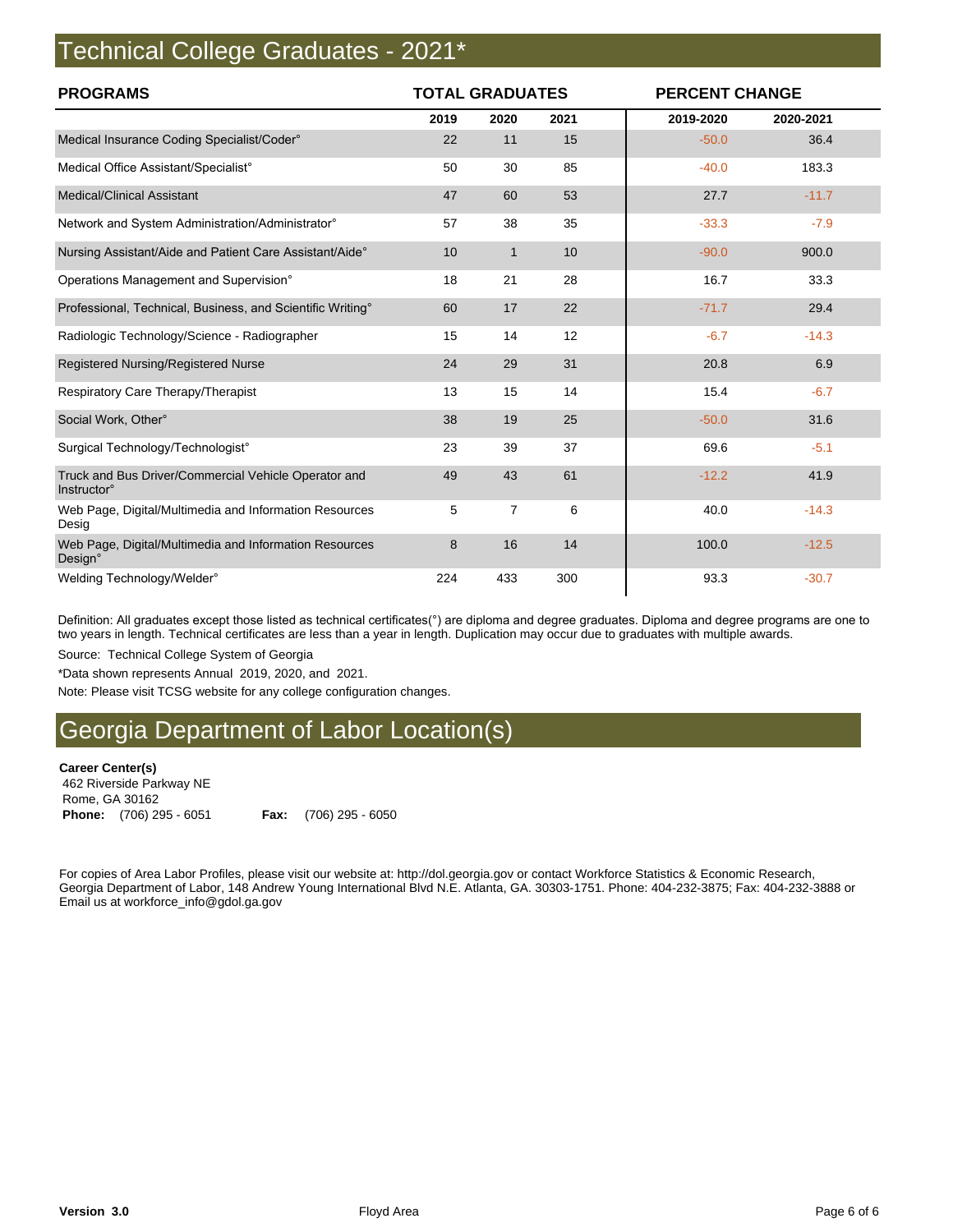# Technical College Graduates - 2021*

| PROGRAMS | TOTAL GRADUATES | | | PERCENT CHANGE | |
|---|---|---|---|---|---|
| | 2019 | 2020 | 2021 | 2019-2020 | 2020-2021 |
| Medical Insurance Coding Specialist/Coder° | 22 | 11 | 15 | -50.0 | 36.4 |
| Medical Office Assistant/Specialist° | 50 | 30 | 85 | -40.0 | 183.3 |
| Medical/Clinical Assistant | 47 | 60 | 53 | 27.7 | -11.7 |
| Network and System Administration/Administrator° | 57 | 38 | 35 | -33.3 | -7.9 |
| Nursing Assistant/Aide and Patient Care Assistant/Aide° | 10 | 1 | 10 | -90.0 | 900.0 |
| Operations Management and Supervision° | 18 | 21 | 28 | 16.7 | 33.3 |
| Professional, Technical, Business, and Scientific Writing° | 60 | 17 | 22 | -71.7 | 29.4 |
| Radiologic Technology/Science - Radiographer | 15 | 14 | 12 | -6.7 | -14.3 |
| Registered Nursing/Registered Nurse | 24 | 29 | 31 | 20.8 | 6.9 |
| Respiratory Care Therapy/Therapist | 13 | 15 | 14 | 15.4 | -6.7 |
| Social Work, Other° | 38 | 19 | 25 | -50.0 | 31.6 |
| Surgical Technology/Technologist° | 23 | 39 | 37 | 69.6 | -5.1 |
| Truck and Bus Driver/Commercial Vehicle Operator and Instructor° | 49 | 43 | 61 | -12.2 | 41.9 |
| Web Page, Digital/Multimedia and Information Resources Desig | 5 | 7 | 6 | 40.0 | -14.3 |
| Web Page, Digital/Multimedia and Information Resources Design° | 8 | 16 | 14 | 100.0 | -12.5 |
| Welding Technology/Welder° | 224 | 433 | 300 | 93.3 | -30.7 |

Definition: All graduates except those listed as technical certificates(°) are diploma and degree graduates. Diploma and degree programs are one to two years in length. Technical certificates are less than a year in length. Duplication may occur due to graduates with multiple awards.

Source: Technical College System of Georgia

*Data shown represents Annual 2019, 2020, and 2021.

Note: Please visit TCSG website for any college configuration changes.

# Georgia Department of Labor Location(s)

**Career Center(s)**
462 Riverside Parkway NE
Rome, GA 30162
**Phone:** (706) 295 - 6051 **Fax:** (706) 295 - 6050

For copies of Area Labor Profiles, please visit our website at: http://dol.georgia.gov or contact Workforce Statistics & Economic Research, Georgia Department of Labor, 148 Andrew Young International Blvd N.E. Atlanta, GA. 30303-1751. Phone: 404-232-3875; Fax: 404-232-3888 or Email us at workforce_info@gdol.ga.gov